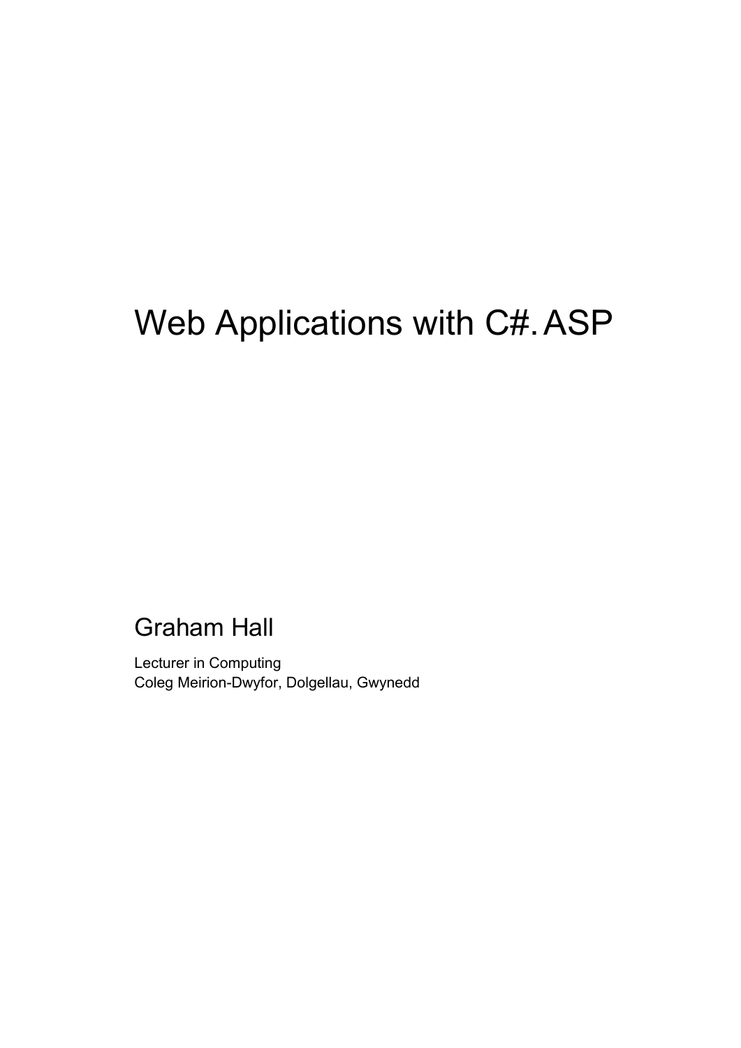# Web Applications with C#. ASP

Graham Hall

Lecturer in Computing
Coleg Meirion-Dwyfor, Dolgellau, Gwynedd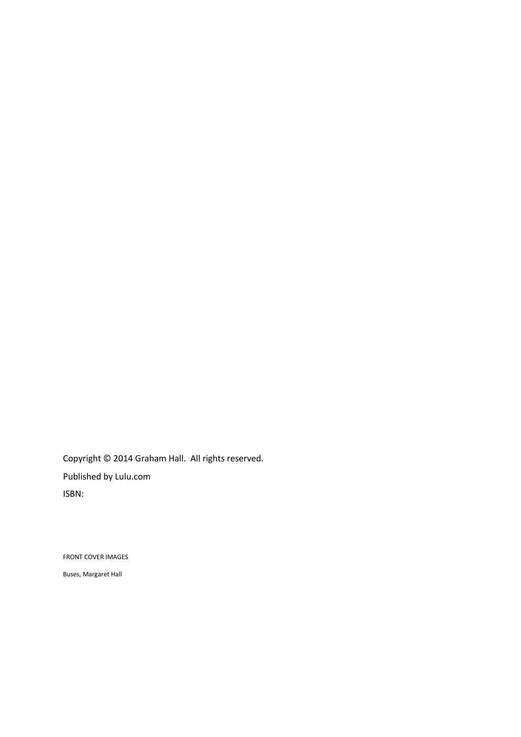Copyright © 2014 Graham Hall. All rights reserved.

Published by Lulu.com

ISBN:

FRONT COVER IMAGES

Buses, Margaret Hall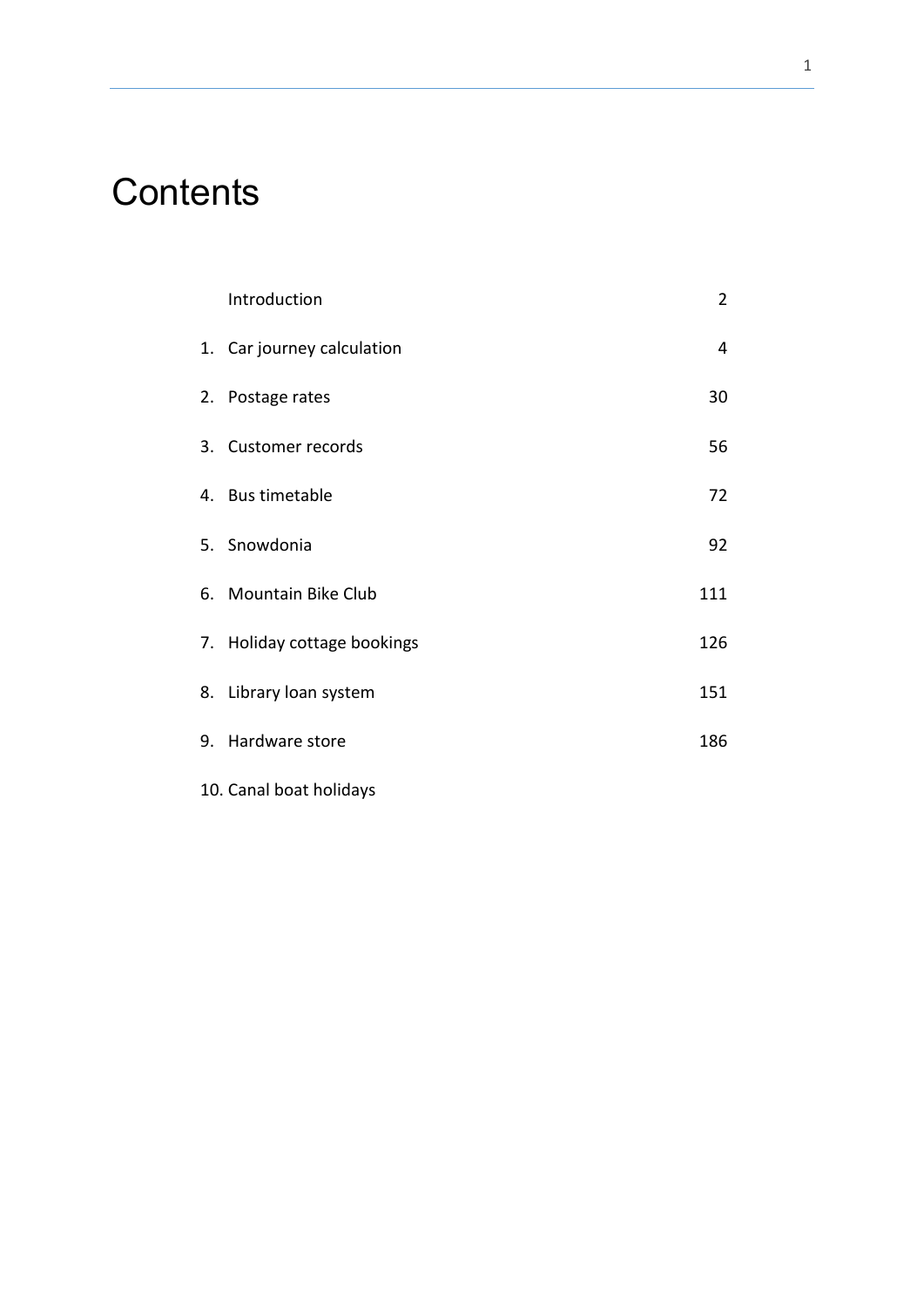# Contents

| | | |
|---|---|---|
| | Introduction | 2 |
| 1. | Car journey calculation | 4 |
| 2. | Postage rates | 30 |
| 3. | Customer records | 56 |
| 4. | Bus timetable | 72 |
| 5. | Snowdonia | 92 |
| 6. | Mountain Bike Club | 111 |
| 7. | Holiday cottage bookings | 126 |
| 8. | Library loan system | 151 |
| 9. | Hardware store | 186 |
| 10. | Canal boat holidays | |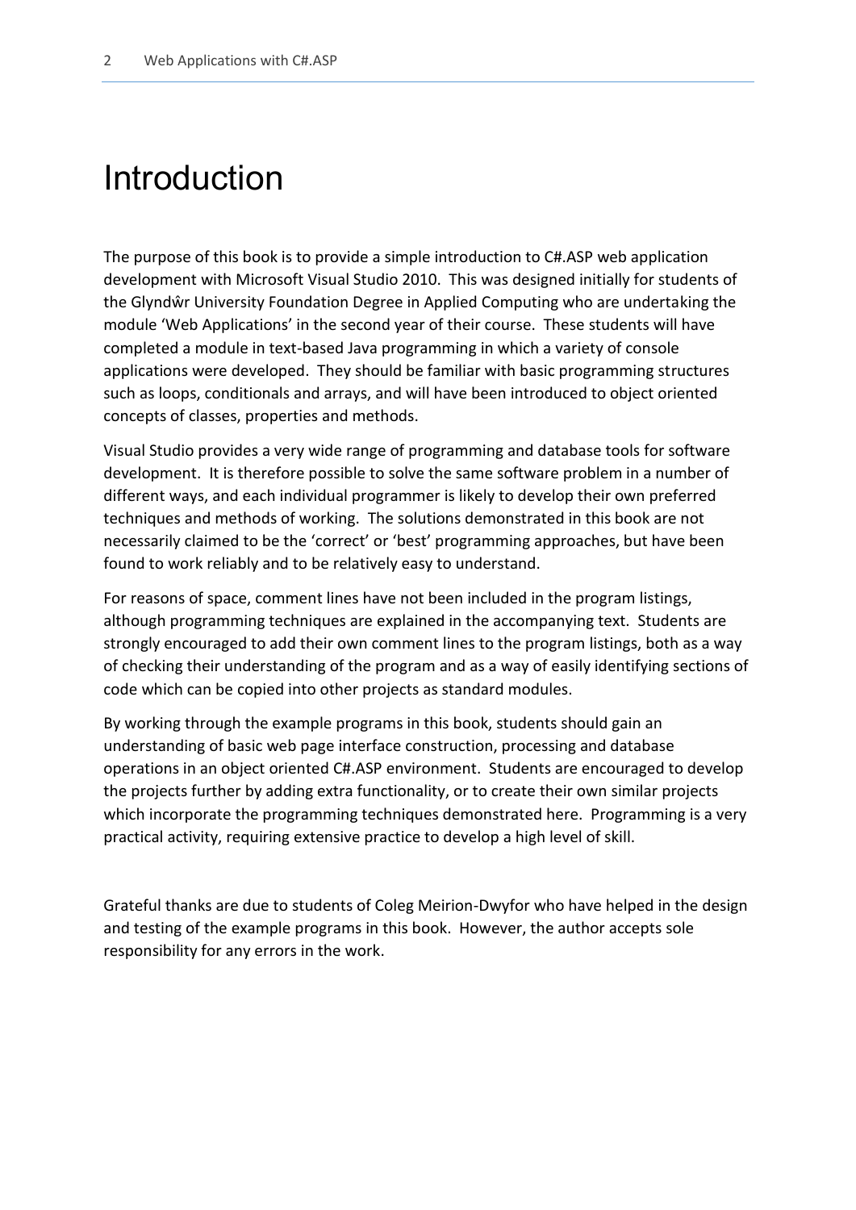# Introduction

The purpose of this book is to provide a simple introduction to C#.ASP web application development with Microsoft Visual Studio 2010. This was designed initially for students of the Glyndŵr University Foundation Degree in Applied Computing who are undertaking the module 'Web Applications' in the second year of their course. These students will have completed a module in text-based Java programming in which a variety of console applications were developed. They should be familiar with basic programming structures such as loops, conditionals and arrays, and will have been introduced to object oriented concepts of classes, properties and methods.

Visual Studio provides a very wide range of programming and database tools for software development. It is therefore possible to solve the same software problem in a number of different ways, and each individual programmer is likely to develop their own preferred techniques and methods of working. The solutions demonstrated in this book are not necessarily claimed to be the 'correct' or 'best' programming approaches, but have been found to work reliably and to be relatively easy to understand.

For reasons of space, comment lines have not been included in the program listings, although programming techniques are explained in the accompanying text. Students are strongly encouraged to add their own comment lines to the program listings, both as a way of checking their understanding of the program and as a way of easily identifying sections of code which can be copied into other projects as standard modules.

By working through the example programs in this book, students should gain an understanding of basic web page interface construction, processing and database operations in an object oriented C#.ASP environment. Students are encouraged to develop the projects further by adding extra functionality, or to create their own similar projects which incorporate the programming techniques demonstrated here. Programming is a very practical activity, requiring extensive practice to develop a high level of skill.

Grateful thanks are due to students of Coleg Meirion-Dwyfor who have helped in the design and testing of the example programs in this book. However, the author accepts sole responsibility for any errors in the work.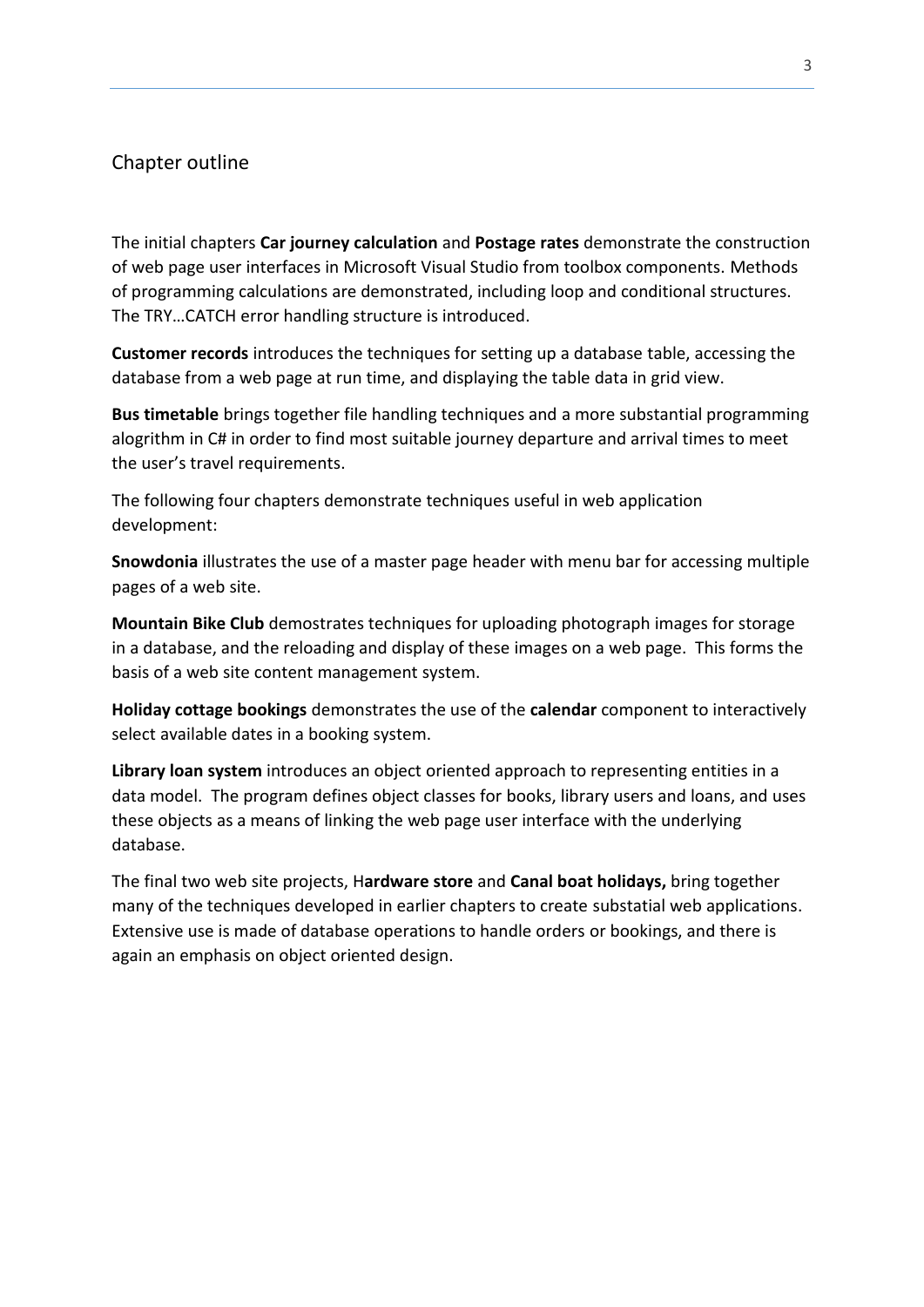## Chapter outline

The initial chapters **Car journey calculation** and **Postage rates** demonstrate the construction of web page user interfaces in Microsoft Visual Studio from toolbox components. Methods of programming calculations are demonstrated, including loop and conditional structures. The TRY…CATCH error handling structure is introduced.

**Customer records** introduces the techniques for setting up a database table, accessing the database from a web page at run time, and displaying the table data in grid view.

**Bus timetable** brings together file handling techniques and a more substantial programming alogrithm in C# in order to find most suitable journey departure and arrival times to meet the user's travel requirements.

The following four chapters demonstrate techniques useful in web application development:

**Snowdonia** illustrates the use of a master page header with menu bar for accessing multiple pages of a web site.

**Mountain Bike Club** demostrates techniques for uploading photograph images for storage in a database, and the reloading and display of these images on a web page. This forms the basis of a web site content management system.

**Holiday cottage bookings** demonstrates the use of the **calendar** component to interactively select available dates in a booking system.

**Library loan system** introduces an object oriented approach to representing entities in a data model. The program defines object classes for books, library users and loans, and uses these objects as a means of linking the web page user interface with the underlying database.

The final two web site projects, H**ardware store** and **Canal boat holidays,** bring together many of the techniques developed in earlier chapters to create substatial web applications. Extensive use is made of database operations to handle orders or bookings, and there is again an emphasis on object oriented design.